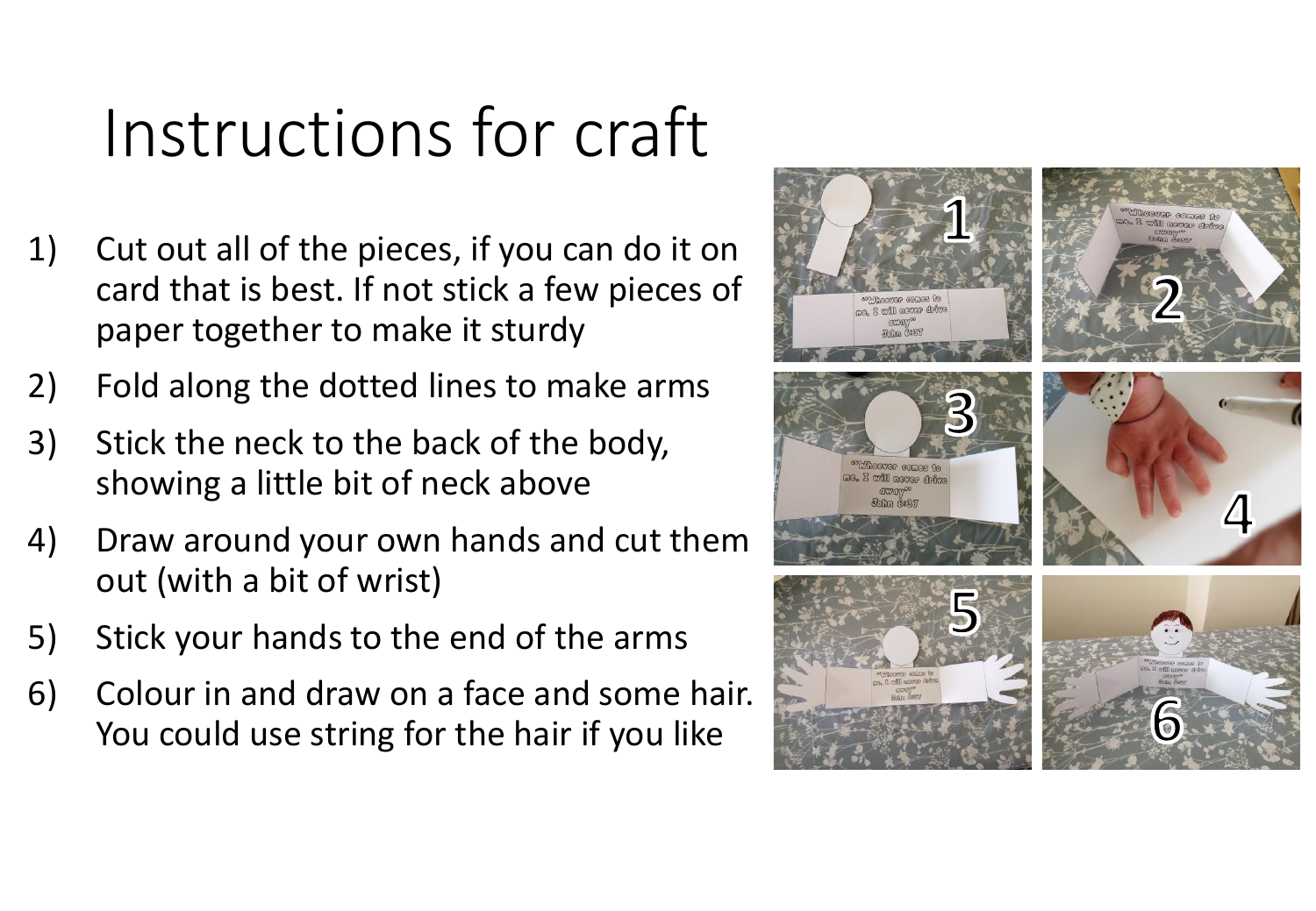# Instructions for craft

1) Cut out all of the pieces, if you can do it on card that is best. If not stick a few pieces of paper together to make it sturdy
2) Fold along the dotted lines to make arms
3) Stick the neck to the back of the body, showing a little bit of neck above
4) Draw around your own hands and cut them out (with a bit of wrist)
5) Stick your hands to the end of the arms
6) Colour in and draw on a face and some hair. You could use string for the hair if you like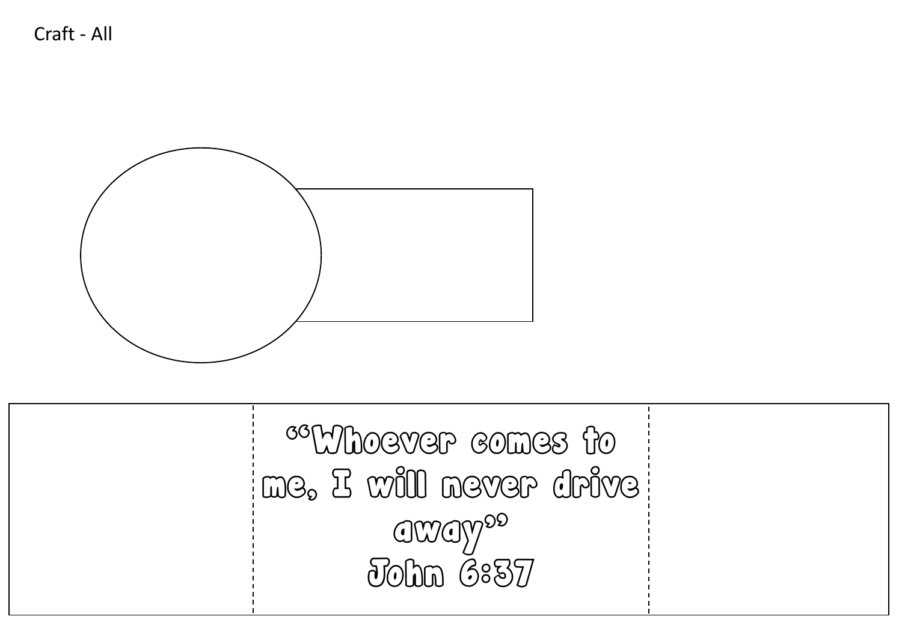Craft - All

"Whoever comes to me, I will never drive away"

John 6:37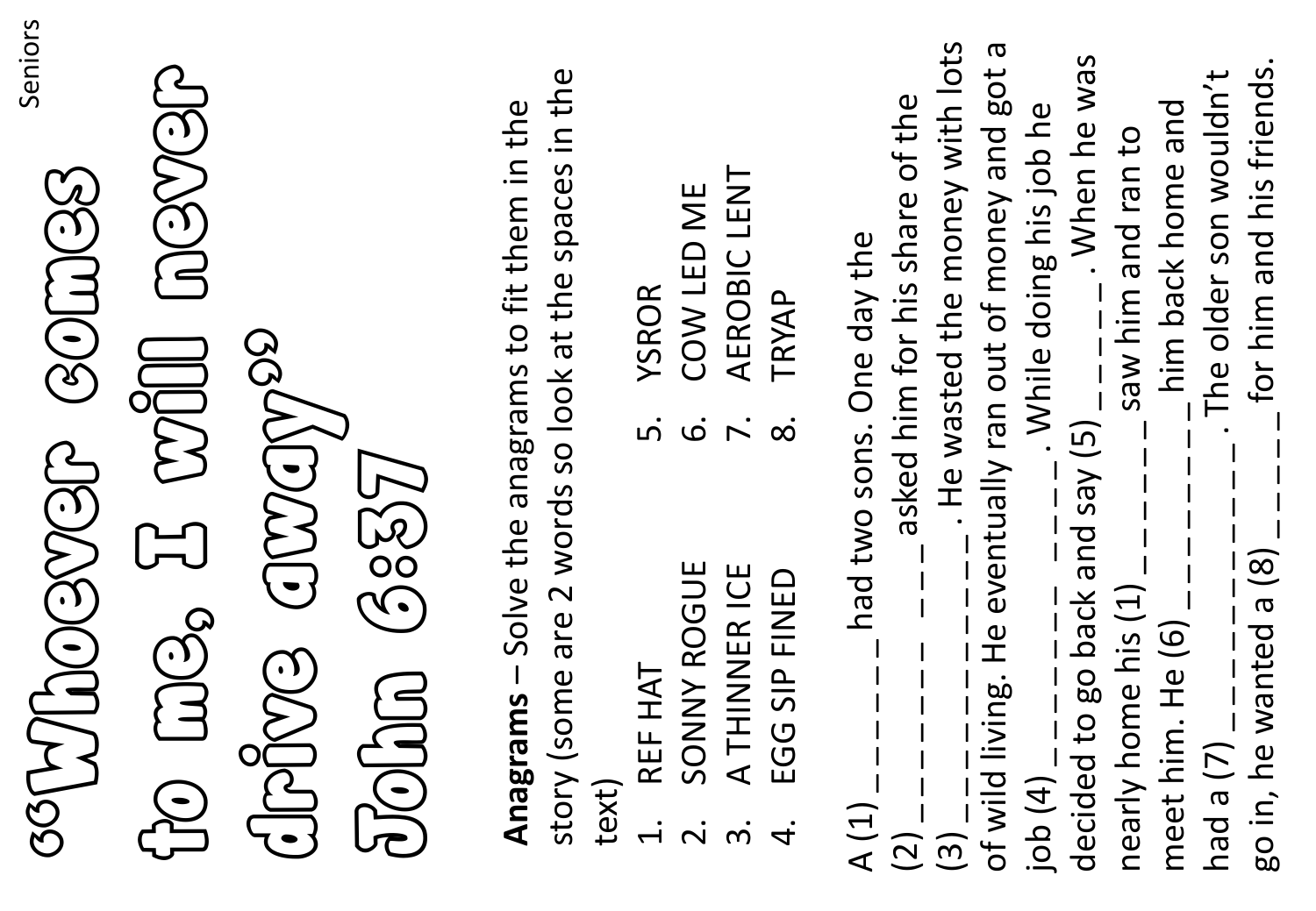# "Whoever comes to me, I will never drive away" John 6:37

**Anagrams** – Solve the anagrams to fit them in the story (some are 2 words so look at the spaces in the text)

1. REF HAT
2. SONNY ROGUE
3. A THINNER ICE
4. EGG SIP FINED
5. YSROR
6. COW LED ME
7. AEROBIC LENT
8. TRYAP

A (1) _ _ _ _ _ _ had two sons. One day the (2) _ _ _ _ _ _ _ _ _ _ _ _ asked him for his share of the (3) _ _ _ _ _ _ _ _ _ _ _ . He wasted the money with lots of wild living. He eventually ran out of money and got a job (4) _ _ _ _ _ _ _ _ _ _ _ _ . While doing his job he decided to go back and say (5) _ _ _ _ _ . When he was nearly home his (1) _ _ _ _ _ _ saw him and ran to meet him. He (6) _ _ _ _ _ _ _ _ him back home and had a (7) _ _ _ _ _ _ _ _ _ _ _ . The older son wouldn't go in, he wanted a (8) _ _ _ _ _ for him and his friends.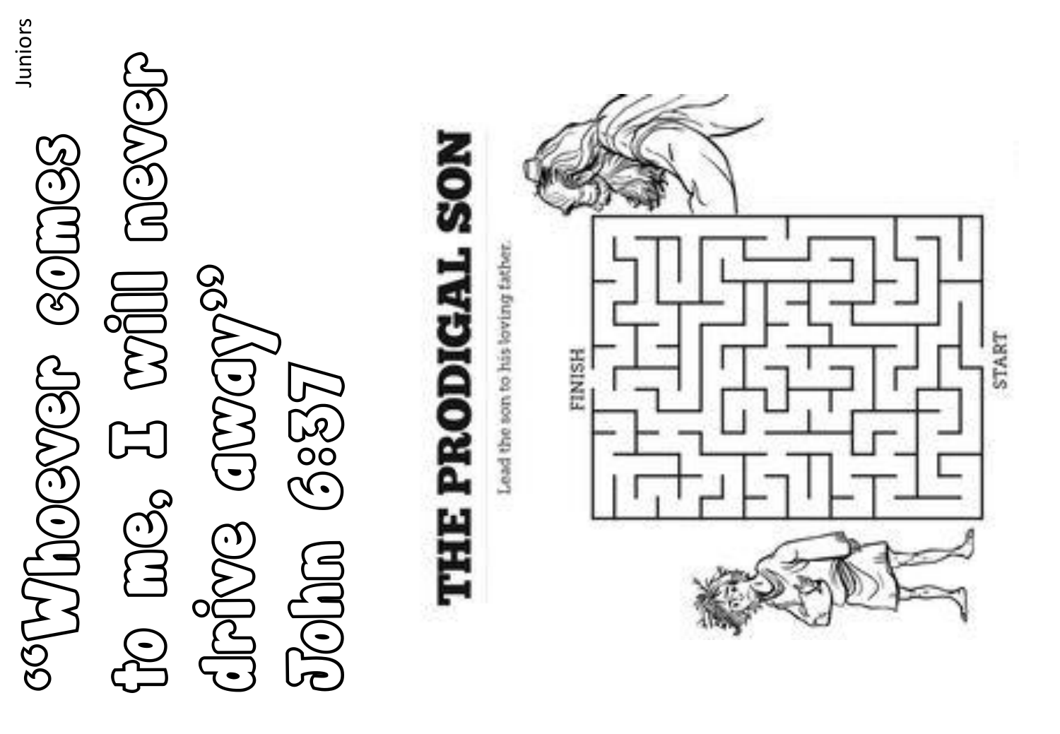Juniors

# "Whoever comes to me, I will never drive away" John 6:37

## THE PRODIGAL SON

Lead the son to his loving father.

FINISH

START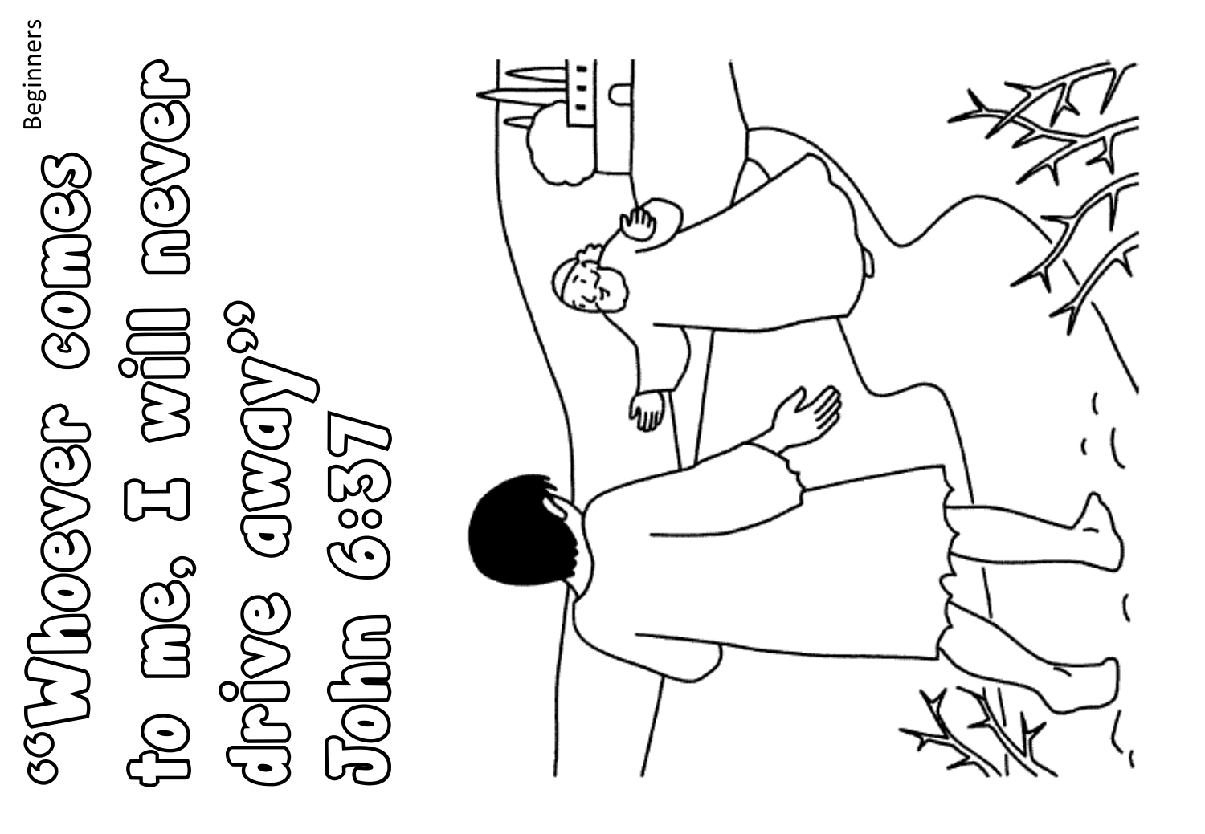Beginners

# "Whoever comes to me, I will never drive away" John 6:37